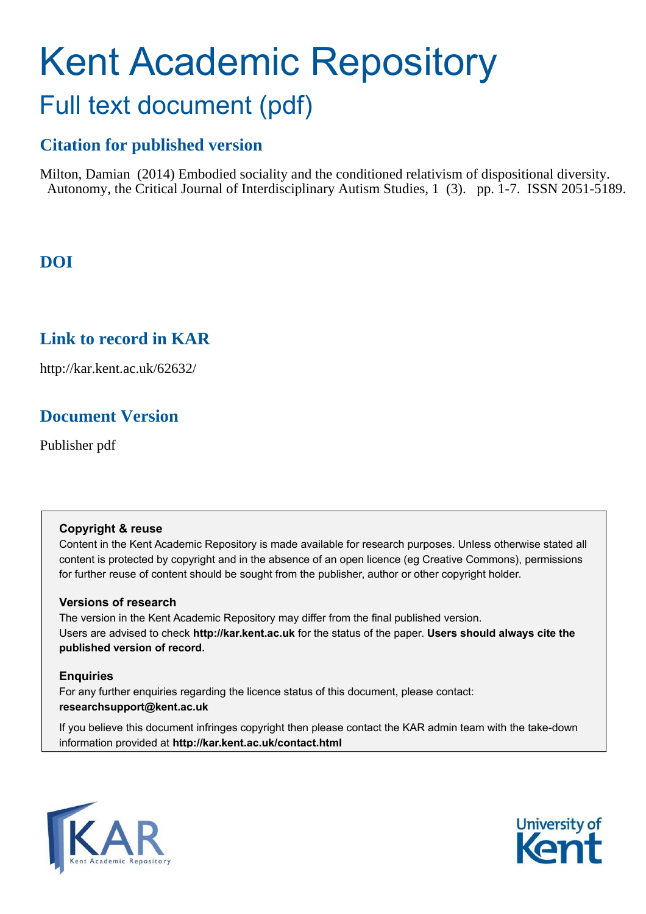# Kent Academic Repository

## Full text document (pdf)

### Citation for published version

Milton, Damian (2014) Embodied sociality and the conditioned relativism of dispositional diversity. Autonomy, the Critical Journal of Interdisciplinary Autism Studies, 1 (3). pp. 1-7. ISSN 2051-5189.

### DOI

### Link to record in KAR

http://kar.kent.ac.uk/62632/

### Document Version

Publisher pdf

**Copyright & reuse**

Content in the Kent Academic Repository is made available for research purposes. Unless otherwise stated all content is protected by copyright and in the absence of an open licence (eg Creative Commons), permissions for further reuse of content should be sought from the publisher, author or other copyright holder.

**Versions of research**

The version in the Kent Academic Repository may differ from the final published version. Users are advised to check **http://kar.kent.ac.uk** for the status of the paper. **Users should always cite the published version of record.**

**Enquiries**

For any further enquiries regarding the licence status of this document, please contact: **researchsupport@kent.ac.uk**

If you believe this document infringes copyright then please contact the KAR admin team with the take-down information provided at **http://kar.kent.ac.uk/contact.html**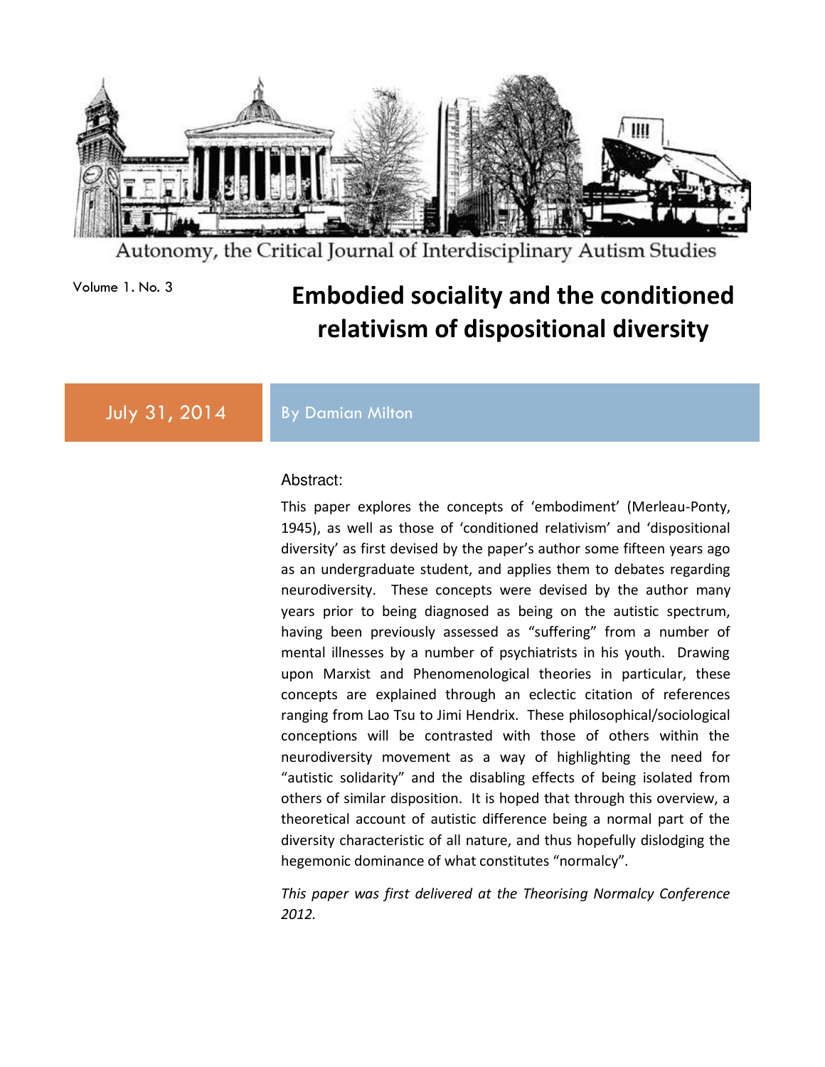Autonomy, the Critical Journal of Interdisciplinary Autism Studies

Volume 1. No. 3

# Embodied sociality and the conditioned relativism of dispositional diversity

July 31, 2014

By Damian Milton

Abstract:

This paper explores the concepts of 'embodiment' (Merleau-Ponty, 1945), as well as those of 'conditioned relativism' and 'dispositional diversity' as first devised by the paper's author some fifteen years ago as an undergraduate student, and applies them to debates regarding neurodiversity. These concepts were devised by the author many years prior to being diagnosed as being on the autistic spectrum, having been previously assessed as "suffering" from a number of mental illnesses by a number of psychiatrists in his youth. Drawing upon Marxist and Phenomenological theories in particular, these concepts are explained through an eclectic citation of references ranging from Lao Tsu to Jimi Hendrix. These philosophical/sociological conceptions will be contrasted with those of others within the neurodiversity movement as a way of highlighting the need for "autistic solidarity" and the disabling effects of being isolated from others of similar disposition. It is hoped that through this overview, a theoretical account of autistic difference being a normal part of the diversity characteristic of all nature, and thus hopefully dislodging the hegemonic dominance of what constitutes "normalcy".

*This paper was first delivered at the Theorising Normalcy Conference 2012.*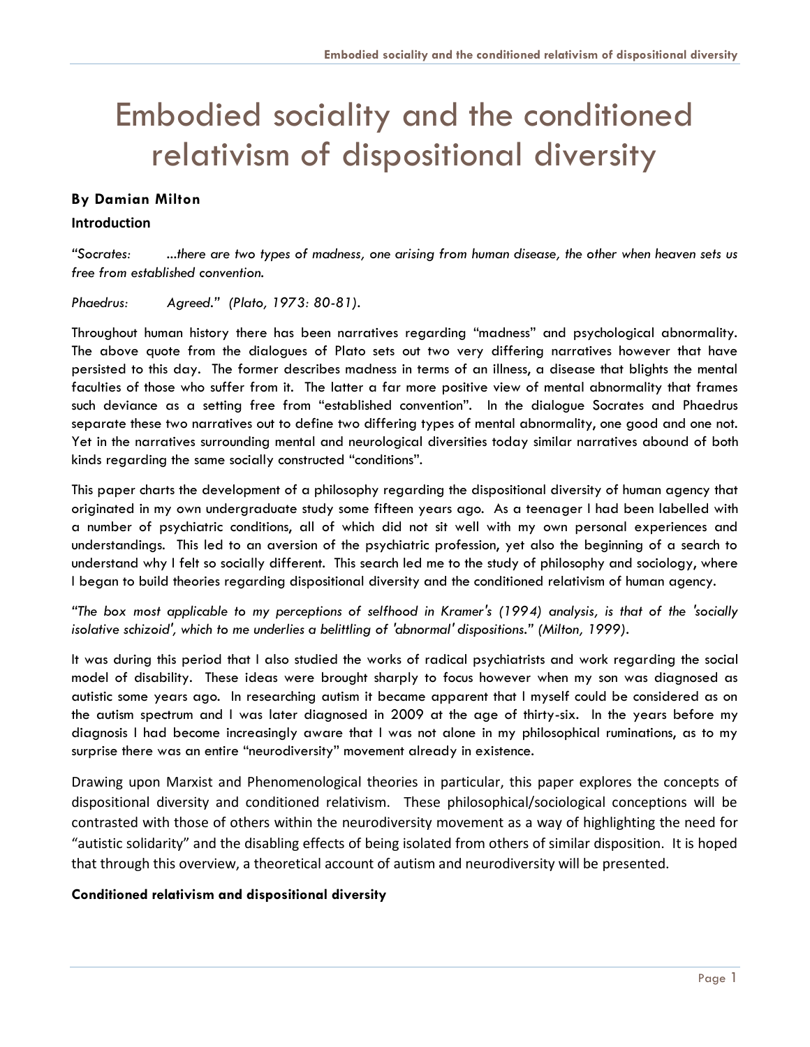# Embodied sociality and the conditioned relativism of dispositional diversity

**By Damian Milton**

**Introduction**

*"Socrates: ...there are two types of madness, one arising from human disease, the other when heaven sets us free from established convention.*

*Phaedrus: Agreed." (Plato, 1973: 80-81).*

Throughout human history there has been narratives regarding "madness" and psychological abnormality. The above quote from the dialogues of Plato sets out two very differing narratives however that have persisted to this day. The former describes madness in terms of an illness, a disease that blights the mental faculties of those who suffer from it. The latter a far more positive view of mental abnormality that frames such deviance as a setting free from "established convention". In the dialogue Socrates and Phaedrus separate these two narratives out to define two differing types of mental abnormality, one good and one not. Yet in the narratives surrounding mental and neurological diversities today similar narratives abound of both kinds regarding the same socially constructed "conditions".

This paper charts the development of a philosophy regarding the dispositional diversity of human agency that originated in my own undergraduate study some fifteen years ago. As a teenager I had been labelled with a number of psychiatric conditions, all of which did not sit well with my own personal experiences and understandings. This led to an aversion of the psychiatric profession, yet also the beginning of a search to understand why I felt so socially different. This search led me to the study of philosophy and sociology, where I began to build theories regarding dispositional diversity and the conditioned relativism of human agency.

*"The box most applicable to my perceptions of selfhood in Kramer's (1994) analysis, is that of the 'socially isolative schizoid', which to me underlies a belittling of 'abnormal' dispositions." (Milton, 1999).*

It was during this period that I also studied the works of radical psychiatrists and work regarding the social model of disability. These ideas were brought sharply to focus however when my son was diagnosed as autistic some years ago. In researching autism it became apparent that I myself could be considered as on the autism spectrum and I was later diagnosed in 2009 at the age of thirty-six. In the years before my diagnosis I had become increasingly aware that I was not alone in my philosophical ruminations, as to my surprise there was an entire "neurodiversity" movement already in existence.

Drawing upon Marxist and Phenomenological theories in particular, this paper explores the concepts of dispositional diversity and conditioned relativism. These philosophical/sociological conceptions will be contrasted with those of others within the neurodiversity movement as a way of highlighting the need for "autistic solidarity" and the disabling effects of being isolated from others of similar disposition. It is hoped that through this overview, a theoretical account of autism and neurodiversity will be presented.

**Conditioned relativism and dispositional diversity**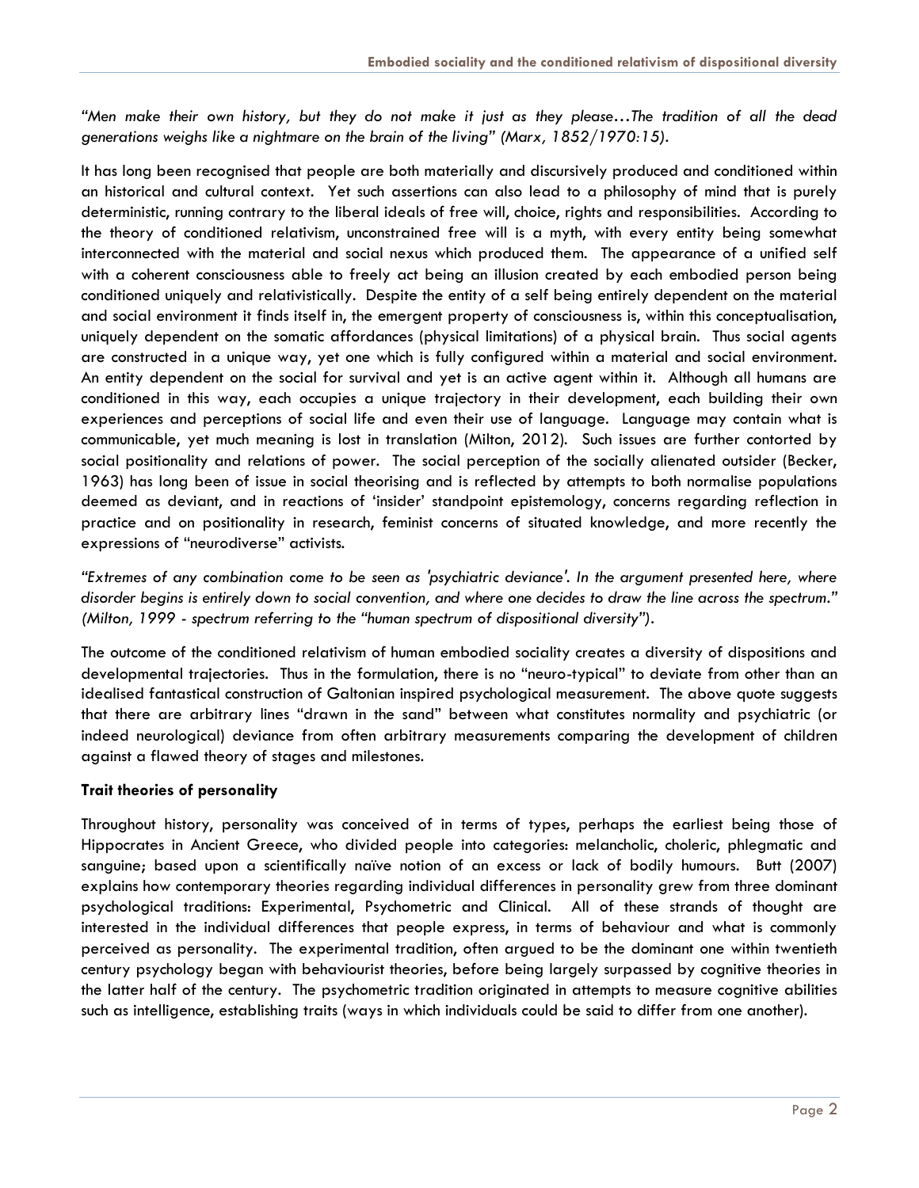*"Men make their own history, but they do not make it just as they please…The tradition of all the dead generations weighs like a nightmare on the brain of the living" (Marx, 1852/1970:15).*

It has long been recognised that people are both materially and discursively produced and conditioned within an historical and cultural context. Yet such assertions can also lead to a philosophy of mind that is purely deterministic, running contrary to the liberal ideals of free will, choice, rights and responsibilities. According to the theory of conditioned relativism, unconstrained free will is a myth, with every entity being somewhat interconnected with the material and social nexus which produced them. The appearance of a unified self with a coherent consciousness able to freely act being an illusion created by each embodied person being conditioned uniquely and relativistically. Despite the entity of a self being entirely dependent on the material and social environment it finds itself in, the emergent property of consciousness is, within this conceptualisation, uniquely dependent on the somatic affordances (physical limitations) of a physical brain. Thus social agents are constructed in a unique way, yet one which is fully configured within a material and social environment. An entity dependent on the social for survival and yet is an active agent within it. Although all humans are conditioned in this way, each occupies a unique trajectory in their development, each building their own experiences and perceptions of social life and even their use of language. Language may contain what is communicable, yet much meaning is lost in translation (Milton, 2012). Such issues are further contorted by social positionality and relations of power. The social perception of the socially alienated outsider (Becker, 1963) has long been of issue in social theorising and is reflected by attempts to both normalise populations deemed as deviant, and in reactions of 'insider' standpoint epistemology, concerns regarding reflection in practice and on positionality in research, feminist concerns of situated knowledge, and more recently the expressions of "neurodiverse" activists.

*"Extremes of any combination come to be seen as 'psychiatric deviance'. In the argument presented here, where disorder begins is entirely down to social convention, and where one decides to draw the line across the spectrum." (Milton, 1999 - spectrum referring to the "human spectrum of dispositional diversity").*

The outcome of the conditioned relativism of human embodied sociality creates a diversity of dispositions and developmental trajectories. Thus in the formulation, there is no "neuro-typical" to deviate from other than an idealised fantastical construction of Galtonian inspired psychological measurement. The above quote suggests that there are arbitrary lines "drawn in the sand" between what constitutes normality and psychiatric (or indeed neurological) deviance from often arbitrary measurements comparing the development of children against a flawed theory of stages and milestones.

**Trait theories of personality**

Throughout history, personality was conceived of in terms of types, perhaps the earliest being those of Hippocrates in Ancient Greece, who divided people into categories: melancholic, choleric, phlegmatic and sanguine; based upon a scientifically naïve notion of an excess or lack of bodily humours. Butt (2007) explains how contemporary theories regarding individual differences in personality grew from three dominant psychological traditions: Experimental, Psychometric and Clinical. All of these strands of thought are interested in the individual differences that people express, in terms of behaviour and what is commonly perceived as personality. The experimental tradition, often argued to be the dominant one within twentieth century psychology began with behaviourist theories, before being largely surpassed by cognitive theories in the latter half of the century. The psychometric tradition originated in attempts to measure cognitive abilities such as intelligence, establishing traits (ways in which individuals could be said to differ from one another).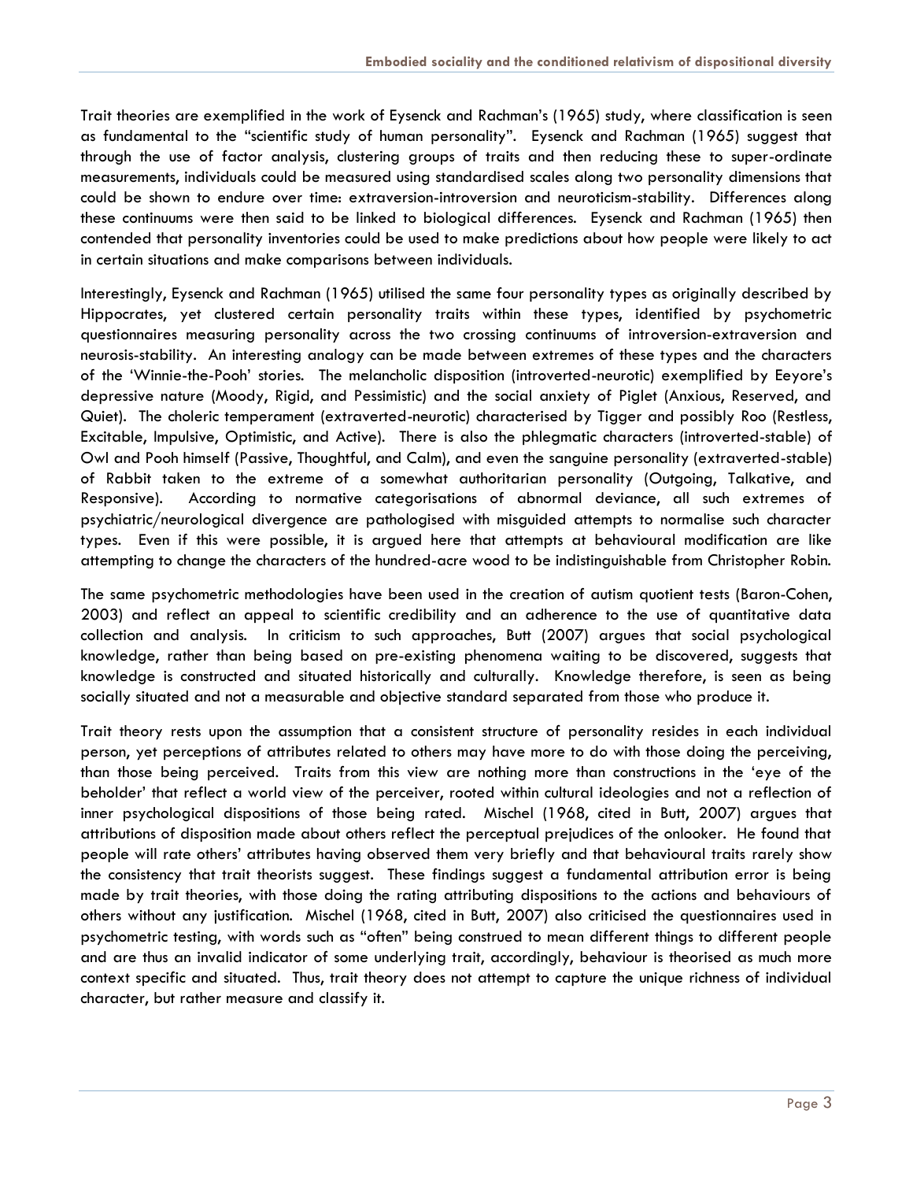Trait theories are exemplified in the work of Eysenck and Rachman's (1965) study, where classification is seen as fundamental to the "scientific study of human personality". Eysenck and Rachman (1965) suggest that through the use of factor analysis, clustering groups of traits and then reducing these to super-ordinate measurements, individuals could be measured using standardised scales along two personality dimensions that could be shown to endure over time: extraversion-introversion and neuroticism-stability. Differences along these continuums were then said to be linked to biological differences. Eysenck and Rachman (1965) then contended that personality inventories could be used to make predictions about how people were likely to act in certain situations and make comparisons between individuals.

Interestingly, Eysenck and Rachman (1965) utilised the same four personality types as originally described by Hippocrates, yet clustered certain personality traits within these types, identified by psychometric questionnaires measuring personality across the two crossing continuums of introversion-extraversion and neurosis-stability. An interesting analogy can be made between extremes of these types and the characters of the 'Winnie-the-Pooh' stories. The melancholic disposition (introverted-neurotic) exemplified by Eeyore's depressive nature (Moody, Rigid, and Pessimistic) and the social anxiety of Piglet (Anxious, Reserved, and Quiet). The choleric temperament (extraverted-neurotic) characterised by Tigger and possibly Roo (Restless, Excitable, Impulsive, Optimistic, and Active). There is also the phlegmatic characters (introverted-stable) of Owl and Pooh himself (Passive, Thoughtful, and Calm), and even the sanguine personality (extraverted-stable) of Rabbit taken to the extreme of a somewhat authoritarian personality (Outgoing, Talkative, and Responsive). According to normative categorisations of abnormal deviance, all such extremes of psychiatric/neurological divergence are pathologised with misguided attempts to normalise such character types. Even if this were possible, it is argued here that attempts at behavioural modification are like attempting to change the characters of the hundred-acre wood to be indistinguishable from Christopher Robin.

The same psychometric methodologies have been used in the creation of autism quotient tests (Baron-Cohen, 2003) and reflect an appeal to scientific credibility and an adherence to the use of quantitative data collection and analysis. In criticism to such approaches, Butt (2007) argues that social psychological knowledge, rather than being based on pre-existing phenomena waiting to be discovered, suggests that knowledge is constructed and situated historically and culturally. Knowledge therefore, is seen as being socially situated and not a measurable and objective standard separated from those who produce it.

Trait theory rests upon the assumption that a consistent structure of personality resides in each individual person, yet perceptions of attributes related to others may have more to do with those doing the perceiving, than those being perceived. Traits from this view are nothing more than constructions in the 'eye of the beholder' that reflect a world view of the perceiver, rooted within cultural ideologies and not a reflection of inner psychological dispositions of those being rated. Mischel (1968, cited in Butt, 2007) argues that attributions of disposition made about others reflect the perceptual prejudices of the onlooker. He found that people will rate others' attributes having observed them very briefly and that behavioural traits rarely show the consistency that trait theorists suggest. These findings suggest a fundamental attribution error is being made by trait theories, with those doing the rating attributing dispositions to the actions and behaviours of others without any justification. Mischel (1968, cited in Butt, 2007) also criticised the questionnaires used in psychometric testing, with words such as "often" being construed to mean different things to different people and are thus an invalid indicator of some underlying trait, accordingly, behaviour is theorised as much more context specific and situated. Thus, trait theory does not attempt to capture the unique richness of individual character, but rather measure and classify it.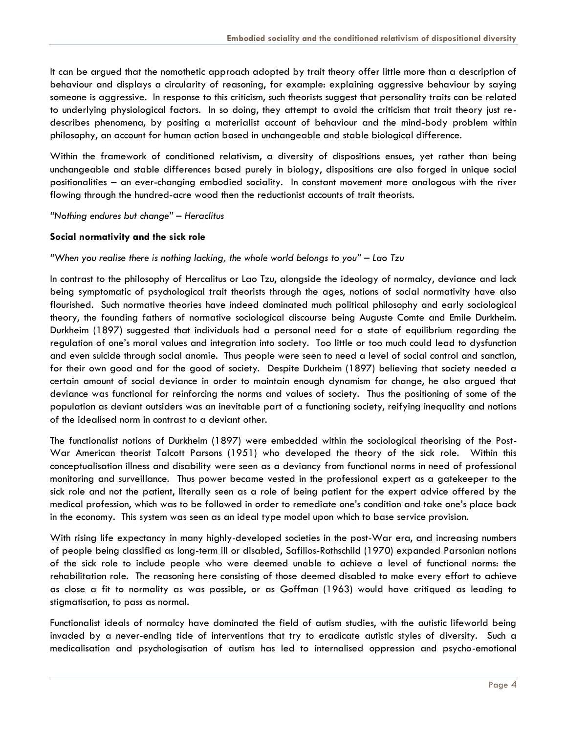It can be argued that the nomothetic approach adopted by trait theory offer little more than a description of behaviour and displays a circularity of reasoning, for example: explaining aggressive behaviour by saying someone is aggressive. In response to this criticism, such theorists suggest that personality traits can be related to underlying physiological factors. In so doing, they attempt to avoid the criticism that trait theory just re-describes phenomena, by positing a materialist account of behaviour and the mind-body problem within philosophy, an account for human action based in unchangeable and stable biological difference.

Within the framework of conditioned relativism, a diversity of dispositions ensues, yet rather than being unchangeable and stable differences based purely in biology, dispositions are also forged in unique social positionalities – an ever-changing embodied sociality. In constant movement more analogous with the river flowing through the hundred-acre wood then the reductionist accounts of trait theorists.

*"Nothing endures but change" – Heraclitus*

**Social normativity and the sick role**

*"When you realise there is nothing lacking, the whole world belongs to you" – Lao Tzu*

In contrast to the philosophy of Hercalitus or Lao Tzu, alongside the ideology of normalcy, deviance and lack being symptomatic of psychological trait theorists through the ages, notions of social normativity have also flourished. Such normative theories have indeed dominated much political philosophy and early sociological theory, the founding fathers of normative sociological discourse being Auguste Comte and Emile Durkheim. Durkheim (1897) suggested that individuals had a personal need for a state of equilibrium regarding the regulation of one's moral values and integration into society. Too little or too much could lead to dysfunction and even suicide through social anomie. Thus people were seen to need a level of social control and sanction, for their own good and for the good of society. Despite Durkheim (1897) believing that society needed a certain amount of social deviance in order to maintain enough dynamism for change, he also argued that deviance was functional for reinforcing the norms and values of society. Thus the positioning of some of the population as deviant outsiders was an inevitable part of a functioning society, reifying inequality and notions of the idealised norm in contrast to a deviant other.

The functionalist notions of Durkheim (1897) were embedded within the sociological theorising of the Post-War American theorist Talcott Parsons (1951) who developed the theory of the sick role. Within this conceptualisation illness and disability were seen as a deviancy from functional norms in need of professional monitoring and surveillance. Thus power became vested in the professional expert as a gatekeeper to the sick role and not the patient, literally seen as a role of being patient for the expert advice offered by the medical profession, which was to be followed in order to remediate one's condition and take one's place back in the economy. This system was seen as an ideal type model upon which to base service provision.

With rising life expectancy in many highly-developed societies in the post-War era, and increasing numbers of people being classified as long-term ill or disabled, Safilios-Rothschild (1970) expanded Parsonian notions of the sick role to include people who were deemed unable to achieve a level of functional norms: the rehabilitation role. The reasoning here consisting of those deemed disabled to make every effort to achieve as close a fit to normality as was possible, or as Goffman (1963) would have critiqued as leading to stigmatisation, to pass as normal.

Functionalist ideals of normalcy have dominated the field of autism studies, with the autistic lifeworld being invaded by a never-ending tide of interventions that try to eradicate autistic styles of diversity. Such a medicalisation and psychologisation of autism has led to internalised oppression and psycho-emotional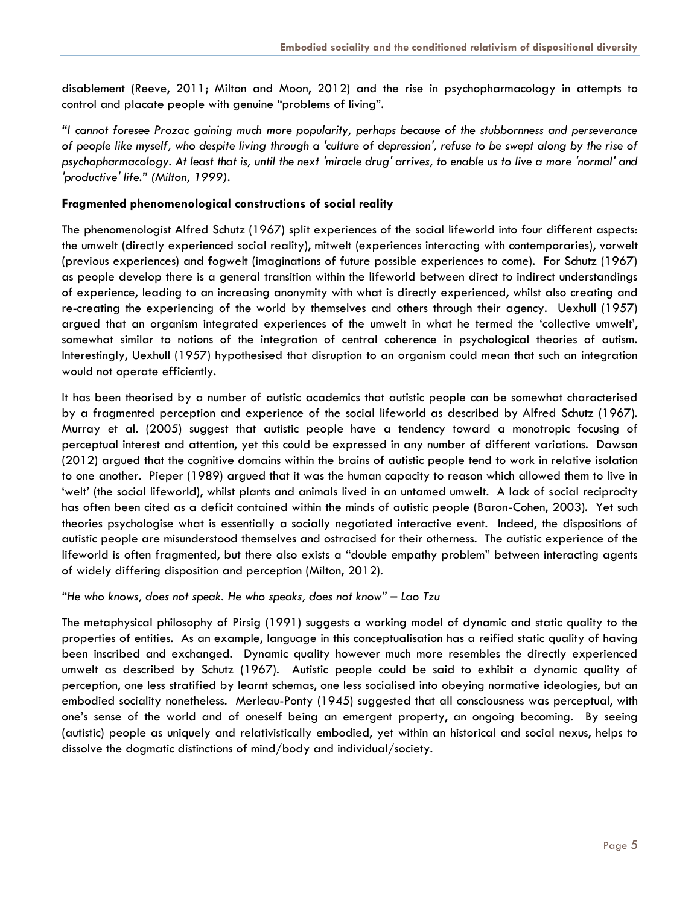disablement (Reeve, 2011; Milton and Moon, 2012) and the rise in psychopharmacology in attempts to control and placate people with genuine "problems of living".

*"I cannot foresee Prozac gaining much more popularity, perhaps because of the stubbornness and perseverance of people like myself, who despite living through a 'culture of depression', refuse to be swept along by the rise of psychopharmacology. At least that is, until the next 'miracle drug' arrives, to enable us to live a more 'normal' and 'productive' life." (Milton, 1999).*

**Fragmented phenomenological constructions of social reality**

The phenomenologist Alfred Schutz (1967) split experiences of the social lifeworld into four different aspects: the umwelt (directly experienced social reality), mitwelt (experiences interacting with contemporaries), vorwelt (previous experiences) and fogwelt (imaginations of future possible experiences to come). For Schutz (1967) as people develop there is a general transition within the lifeworld between direct to indirect understandings of experience, leading to an increasing anonymity with what is directly experienced, whilst also creating and re-creating the experiencing of the world by themselves and others through their agency. Uexhull (1957) argued that an organism integrated experiences of the umwelt in what he termed the 'collective umwelt', somewhat similar to notions of the integration of central coherence in psychological theories of autism. Interestingly, Uexhull (1957) hypothesised that disruption to an organism could mean that such an integration would not operate efficiently.

It has been theorised by a number of autistic academics that autistic people can be somewhat characterised by a fragmented perception and experience of the social lifeworld as described by Alfred Schutz (1967). Murray et al. (2005) suggest that autistic people have a tendency toward a monotropic focusing of perceptual interest and attention, yet this could be expressed in any number of different variations. Dawson (2012) argued that the cognitive domains within the brains of autistic people tend to work in relative isolation to one another. Pieper (1989) argued that it was the human capacity to reason which allowed them to live in 'welt' (the social lifeworld), whilst plants and animals lived in an untamed umwelt. A lack of social reciprocity has often been cited as a deficit contained within the minds of autistic people (Baron-Cohen, 2003). Yet such theories psychologise what is essentially a socially negotiated interactive event. Indeed, the dispositions of autistic people are misunderstood themselves and ostracised for their otherness. The autistic experience of the lifeworld is often fragmented, but there also exists a "double empathy problem" between interacting agents of widely differing disposition and perception (Milton, 2012).

*"He who knows, does not speak. He who speaks, does not know" – Lao Tzu*

The metaphysical philosophy of Pirsig (1991) suggests a working model of dynamic and static quality to the properties of entities. As an example, language in this conceptualisation has a reified static quality of having been inscribed and exchanged. Dynamic quality however much more resembles the directly experienced umwelt as described by Schutz (1967). Autistic people could be said to exhibit a dynamic quality of perception, one less stratified by learnt schemas, one less socialised into obeying normative ideologies, but an embodied sociality nonetheless. Merleau-Ponty (1945) suggested that all consciousness was perceptual, with one's sense of the world and of oneself being an emergent property, an ongoing becoming. By seeing (autistic) people as uniquely and relativistically embodied, yet within an historical and social nexus, helps to dissolve the dogmatic distinctions of mind/body and individual/society.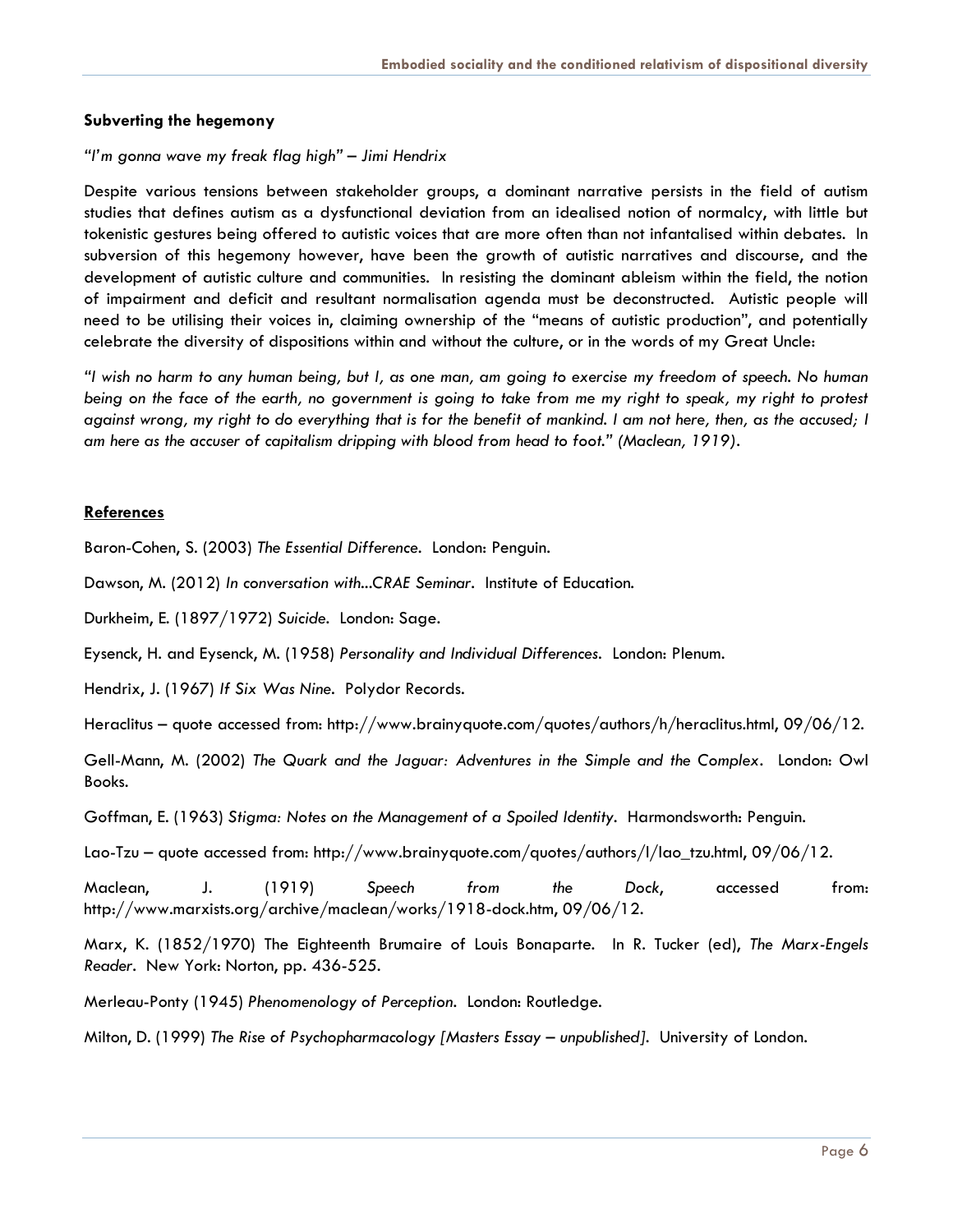### Subverting the hegemony

*"I'm gonna wave my freak flag high" – Jimi Hendrix*

Despite various tensions between stakeholder groups, a dominant narrative persists in the field of autism studies that defines autism as a dysfunctional deviation from an idealised notion of normalcy, with little but tokenistic gestures being offered to autistic voices that are more often than not infantalised within debates. In subversion of this hegemony however, have been the growth of autistic narratives and discourse, and the development of autistic culture and communities. In resisting the dominant ableism within the field, the notion of impairment and deficit and resultant normalisation agenda must be deconstructed. Autistic people will need to be utilising their voices in, claiming ownership of the "means of autistic production", and potentially celebrate the diversity of dispositions within and without the culture, or in the words of my Great Uncle:

*"I wish no harm to any human being, but I, as one man, am going to exercise my freedom of speech. No human being on the face of the earth, no government is going to take from me my right to speak, my right to protest against wrong, my right to do everything that is for the benefit of mankind. I am not here, then, as the accused; I am here as the accuser of capitalism dripping with blood from head to foot." (Maclean, 1919).*

### References

Baron-Cohen, S. (2003) *The Essential Difference*. London: Penguin.

Dawson, M. (2012) *In conversation with...CRAE Seminar*. Institute of Education.

Durkheim, E. (1897/1972) *Suicide*. London: Sage.

Eysenck, H. and Eysenck, M. (1958) *Personality and Individual Differences*. London: Plenum.

Hendrix, J. (1967) *If Six Was Nine*. Polydor Records.

Heraclitus – quote accessed from: http://www.brainyquote.com/quotes/authors/h/heraclitus.html, 09/06/12.

Gell-Mann, M. (2002) *The Quark and the Jaguar: Adventures in the Simple and the Complex*. London: Owl Books.

Goffman, E. (1963) *Stigma: Notes on the Management of a Spoiled Identity*. Harmondsworth: Penguin.

Lao-Tzu – quote accessed from: http://www.brainyquote.com/quotes/authors/l/lao_tzu.html, 09/06/12.

Maclean, J. (1919) *Speech from the Dock*, accessed from: http://www.marxists.org/archive/maclean/works/1918-dock.htm, 09/06/12.

Marx, K. (1852/1970) The Eighteenth Brumaire of Louis Bonaparte. In R. Tucker (ed), *The Marx-Engels Reader*. New York: Norton, pp. 436-525.

Merleau-Ponty (1945) *Phenomenology of Perception*. London: Routledge.

Milton, D. (1999) *The Rise of Psychopharmacology [Masters Essay – unpublished]*. University of London.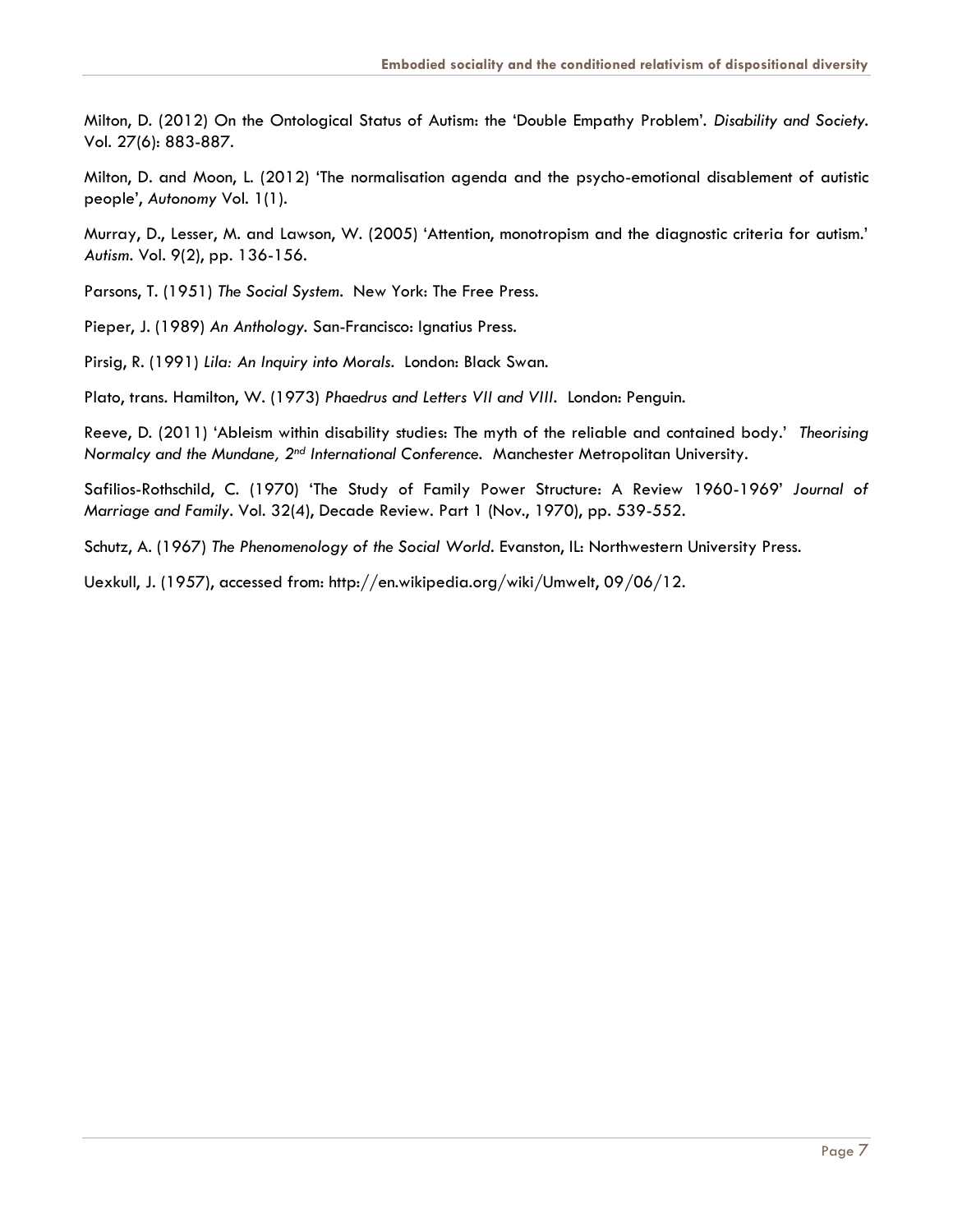Milton, D. (2012) On the Ontological Status of Autism: the 'Double Empathy Problem'. *Disability and Society.* Vol. 27(6): 883-887.

Milton, D. and Moon, L. (2012) 'The normalisation agenda and the psycho-emotional disablement of autistic people', *Autonomy* Vol. 1(1).

Murray, D., Lesser, M. and Lawson, W. (2005) 'Attention, monotropism and the diagnostic criteria for autism.' *Autism*. Vol. 9(2), pp. 136-156.

Parsons, T. (1951) *The Social System*. New York: The Free Press.

Pieper, J. (1989) *An Anthology.* San-Francisco: Ignatius Press.

Pirsig, R. (1991) *Lila: An Inquiry into Morals*. London: Black Swan.

Plato, trans. Hamilton, W. (1973) *Phaedrus and Letters VII and VIII*. London: Penguin.

Reeve, D. (2011) 'Ableism within disability studies: The myth of the reliable and contained body.' *Theorising Normalcy and the Mundane, 2nd International Conference*. Manchester Metropolitan University.

Safilios-Rothschild, C. (1970) 'The Study of Family Power Structure: A Review 1960-1969' *Journal of Marriage and Family*. Vol. 32(4), Decade Review. Part 1 (Nov., 1970), pp. 539-552.

Schutz, A. (1967) *The Phenomenology of the Social World*. Evanston, IL: Northwestern University Press.

Uexkull, J. (1957), accessed from: http://en.wikipedia.org/wiki/Umwelt, 09/06/12.